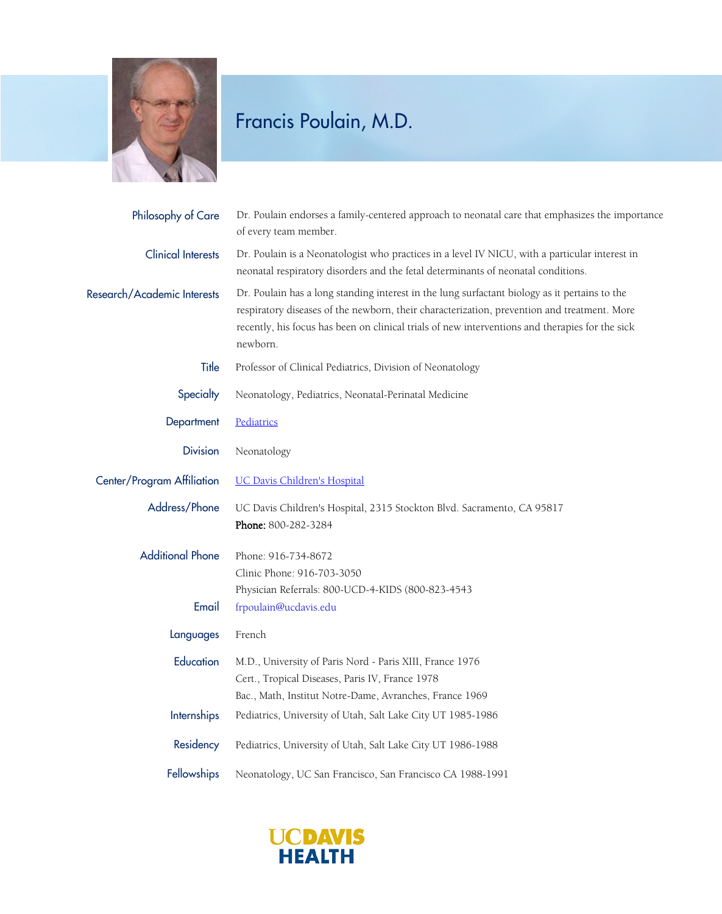# Francis Poulain, M.D.

**Philosophy of Care**
Dr. Poulain endorses a family-centered approach to neonatal care that emphasizes the importance of every team member.

**Clinical Interests**
Dr. Poulain is a Neonatologist who practices in a level IV NICU, with a particular interest in neonatal respiratory disorders and the fetal determinants of neonatal conditions.

**Research/Academic Interests**
Dr. Poulain has a long standing interest in the lung surfactant biology as it pertains to the respiratory diseases of the newborn, their characterization, prevention and treatment. More recently, his focus has been on clinical trials of new interventions and therapies for the sick newborn.

**Title**
Professor of Clinical Pediatrics, Division of Neonatology

**Specialty**
Neonatology, Pediatrics, Neonatal-Perinatal Medicine

**Department**
Pediatrics

**Division**
Neonatology

**Center/Program Affiliation**
UC Davis Children's Hospital

**Address/Phone**
UC Davis Children's Hospital, 2315 Stockton Blvd. Sacramento, CA 95817
**Phone:** 800-282-3284

**Additional Phone**
Phone: 916-734-8672
Clinic Phone: 916-703-3050
Physician Referrals: 800-UCD-4-KIDS (800-823-4543

**Email**
frpoulain@ucdavis.edu

**Languages**
French

**Education**
M.D., University of Paris Nord - Paris XIII, France 1976
Cert., Tropical Diseases, Paris IV, France 1978
Bac., Math, Institut Notre-Dame, Avranches, France 1969

**Internships**
Pediatrics, University of Utah, Salt Lake City UT 1985-1986

**Residency**
Pediatrics, University of Utah, Salt Lake City UT 1986-1988

**Fellowships**
Neonatology, UC San Francisco, San Francisco CA 1988-1991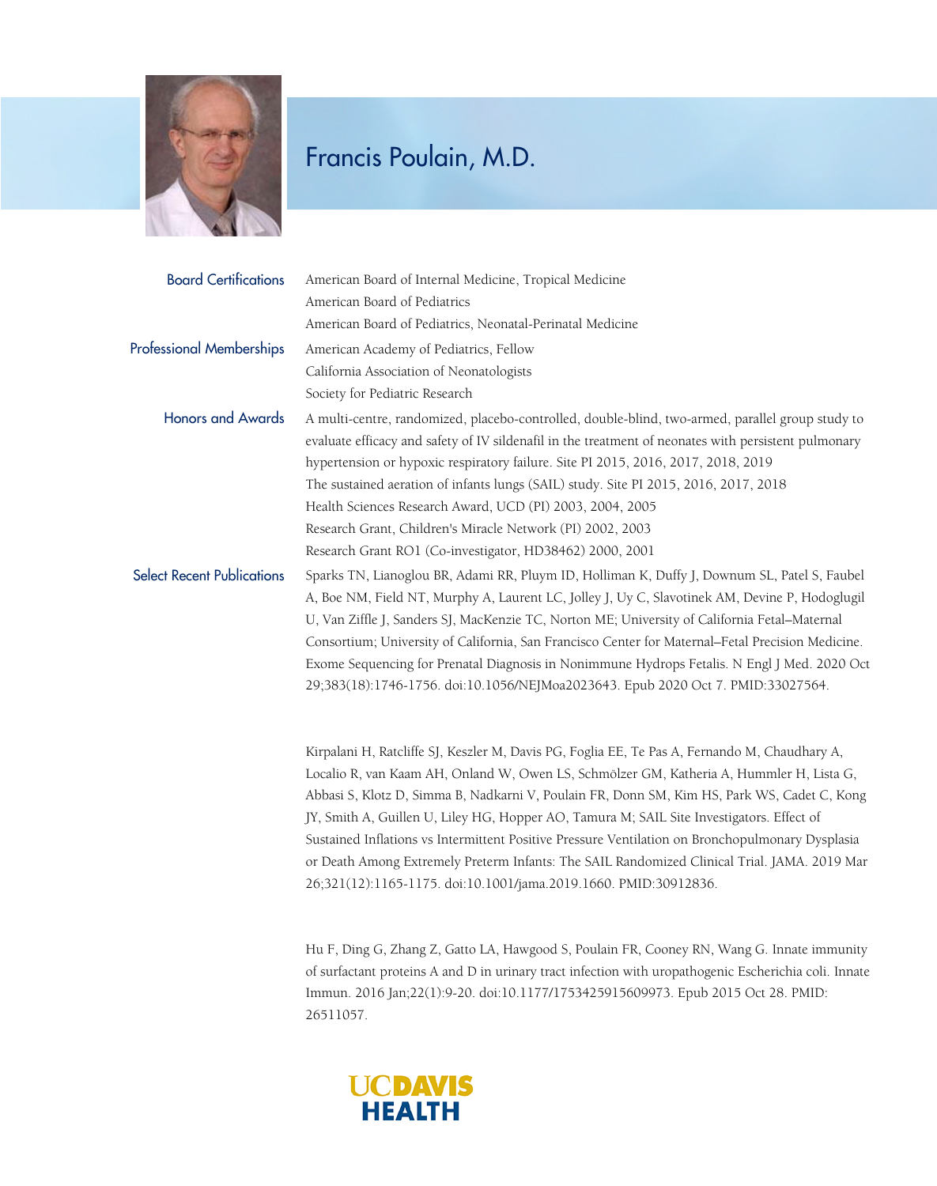# Francis Poulain, M.D.

**Board Certifications**

American Board of Internal Medicine, Tropical Medicine
American Board of Pediatrics
American Board of Pediatrics, Neonatal-Perinatal Medicine

**Professional Memberships**

American Academy of Pediatrics, Fellow
California Association of Neonatologists
Society for Pediatric Research

**Honors and Awards**

A multi-centre, randomized, placebo-controlled, double-blind, two-armed, parallel group study to evaluate efficacy and safety of IV sildenafil in the treatment of neonates with persistent pulmonary hypertension or hypoxic respiratory failure. Site PI 2015, 2016, 2017, 2018, 2019
The sustained aeration of infants lungs (SAIL) study. Site PI 2015, 2016, 2017, 2018
Health Sciences Research Award, UCD (PI) 2003, 2004, 2005
Research Grant, Children's Miracle Network (PI) 2002, 2003
Research Grant RO1 (Co-investigator, HD38462) 2000, 2001

**Select Recent Publications**

Sparks TN, Lianoglou BR, Adami RR, Pluym ID, Holliman K, Duffy J, Downum SL, Patel S, Faubel A, Boe NM, Field NT, Murphy A, Laurent LC, Jolley J, Uy C, Slavotinek AM, Devine P, Hodoglugil U, Van Ziffle J, Sanders SJ, MacKenzie TC, Norton ME; University of California Fetal–Maternal Consortium; University of California, San Francisco Center for Maternal–Fetal Precision Medicine. Exome Sequencing for Prenatal Diagnosis in Nonimmune Hydrops Fetalis. N Engl J Med. 2020 Oct 29;383(18):1746-1756. doi:10.1056/NEJMoa2023643. Epub 2020 Oct 7. PMID:33027564.

Kirpalani H, Ratcliffe SJ, Keszler M, Davis PG, Foglia EE, Te Pas A, Fernando M, Chaudhary A, Localio R, van Kaam AH, Onland W, Owen LS, Schmölzer GM, Katheria A, Hummler H, Lista G, Abbasi S, Klotz D, Simma B, Nadkarni V, Poulain FR, Donn SM, Kim HS, Park WS, Cadet C, Kong JY, Smith A, Guillen U, Liley HG, Hopper AO, Tamura M; SAIL Site Investigators. Effect of Sustained Inflations vs Intermittent Positive Pressure Ventilation on Bronchopulmonary Dysplasia or Death Among Extremely Preterm Infants: The SAIL Randomized Clinical Trial. JAMA. 2019 Mar 26;321(12):1165-1175. doi:10.1001/jama.2019.1660. PMID:30912836.

Hu F, Ding G, Zhang Z, Gatto LA, Hawgood S, Poulain FR, Cooney RN, Wang G. Innate immunity of surfactant proteins A and D in urinary tract infection with uropathogenic Escherichia coli. Innate Immun. 2016 Jan;22(1):9-20. doi:10.1177/1753425915609973. Epub 2015 Oct 28. PMID: 26511057.

UCDAVIS HEALTH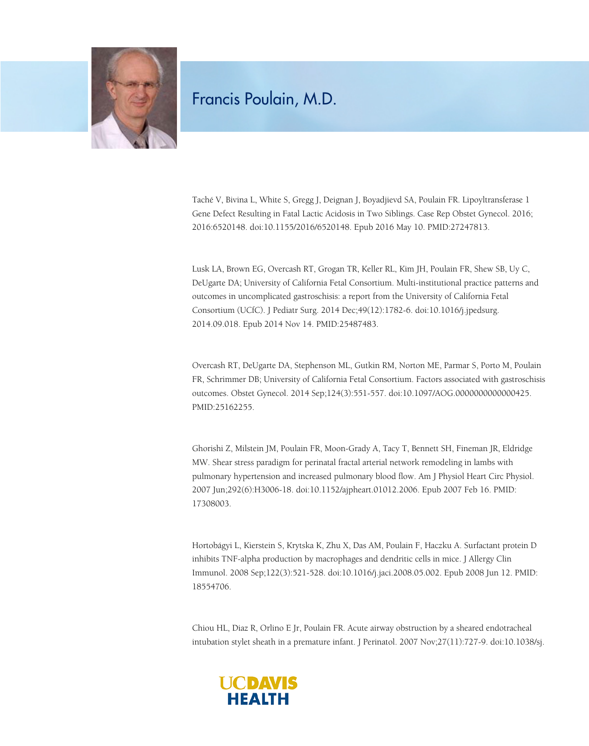# Francis Poulain, M.D.

Taché V, Bivina L, White S, Gregg J, Deignan J, Boyadjievd SA, Poulain FR. Lipoyltransferase 1 Gene Defect Resulting in Fatal Lactic Acidosis in Two Siblings. Case Rep Obstet Gynecol. 2016; 2016:6520148. doi:10.1155/2016/6520148. Epub 2016 May 10. PMID:27247813.

Lusk LA, Brown EG, Overcash RT, Grogan TR, Keller RL, Kim JH, Poulain FR, Shew SB, Uy C, DeUgarte DA; University of California Fetal Consortium. Multi-institutional practice patterns and outcomes in uncomplicated gastroschisis: a report from the University of California Fetal Consortium (UCfC). J Pediatr Surg. 2014 Dec;49(12):1782-6. doi:10.1016/j.jpedsurg.2014.09.018. Epub 2014 Nov 14. PMID:25487483.

Overcash RT, DeUgarte DA, Stephenson ML, Gutkin RM, Norton ME, Parmar S, Porto M, Poulain FR, Schrimmer DB; University of California Fetal Consortium. Factors associated with gastroschisis outcomes. Obstet Gynecol. 2014 Sep;124(3):551-557. doi:10.1097/AOG.0000000000000425. PMID:25162255.

Ghorishi Z, Milstein JM, Poulain FR, Moon-Grady A, Tacy T, Bennett SH, Fineman JR, Eldridge MW. Shear stress paradigm for perinatal fractal arterial network remodeling in lambs with pulmonary hypertension and increased pulmonary blood flow. Am J Physiol Heart Circ Physiol. 2007 Jun;292(6):H3006-18. doi:10.1152/ajpheart.01012.2006. Epub 2007 Feb 16. PMID: 17308003.

Hortobágyi L, Kierstein S, Krytska K, Zhu X, Das AM, Poulain F, Haczku A. Surfactant protein D inhibits TNF-alpha production by macrophages and dendritic cells in mice. J Allergy Clin Immunol. 2008 Sep;122(3):521-528. doi:10.1016/j.jaci.2008.05.002. Epub 2008 Jun 12. PMID: 18554706.

Chiou HL, Diaz R, Orlino E Jr, Poulain FR. Acute airway obstruction by a sheared endotracheal intubation stylet sheath in a premature infant. J Perinatol. 2007 Nov;27(11):727-9. doi:10.1038/sj.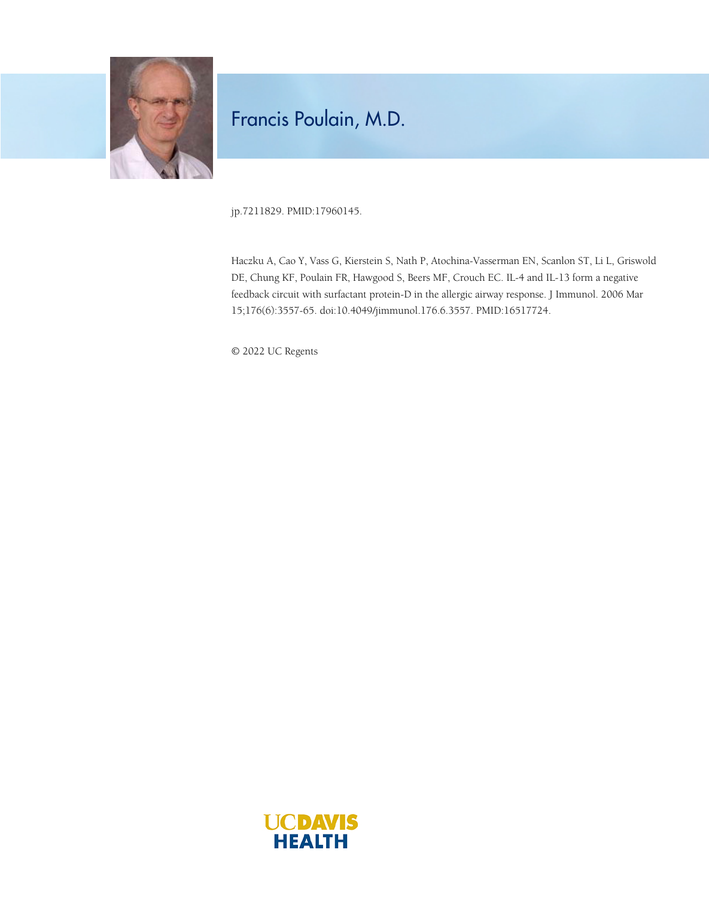# Francis Poulain, M.D.

jp.7211829. PMID:17960145.

Haczku A, Cao Y, Vass G, Kierstein S, Nath P, Atochina-Vasserman EN, Scanlon ST, Li L, Griswold DE, Chung KF, Poulain FR, Hawgood S, Beers MF, Crouch EC. IL-4 and IL-13 form a negative feedback circuit with surfactant protein-D in the allergic airway response. J Immunol. 2006 Mar 15;176(6):3557-65. doi:10.4049/jimmunol.176.6.3557. PMID:16517724.

© 2022 UC Regents

UCDAVIS HEALTH